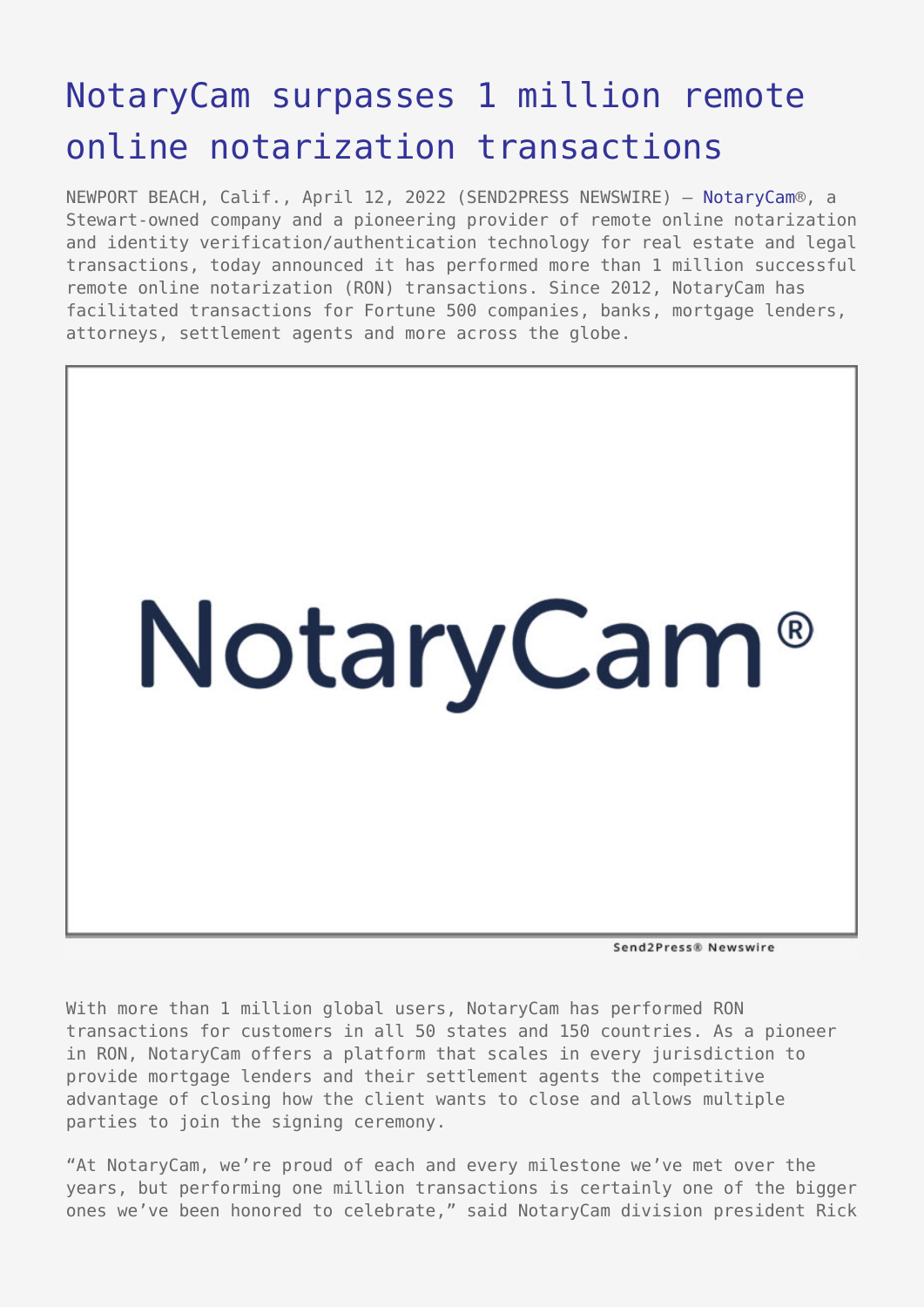# NotaryCam surpasses 1 million remote online notarization transactions

NEWPORT BEACH, Calif., April 12, 2022 (SEND2PRESS NEWSWIRE) — NotaryCam®, a Stewart-owned company and a pioneering provider of remote online notarization and identity verification/authentication technology for real estate and legal transactions, today announced it has performed more than 1 million successful remote online notarization (RON) transactions. Since 2012, NotaryCam has facilitated transactions for Fortune 500 companies, banks, mortgage lenders, attorneys, settlement agents and more across the globe.

With more than 1 million global users, NotaryCam has performed RON transactions for customers in all 50 states and 150 countries. As a pioneer in RON, NotaryCam offers a platform that scales in every jurisdiction to provide mortgage lenders and their settlement agents the competitive advantage of closing how the client wants to close and allows multiple parties to join the signing ceremony.

"At NotaryCam, we're proud of each and every milestone we've met over the years, but performing one million transactions is certainly one of the bigger ones we've been honored to celebrate," said NotaryCam division president Rick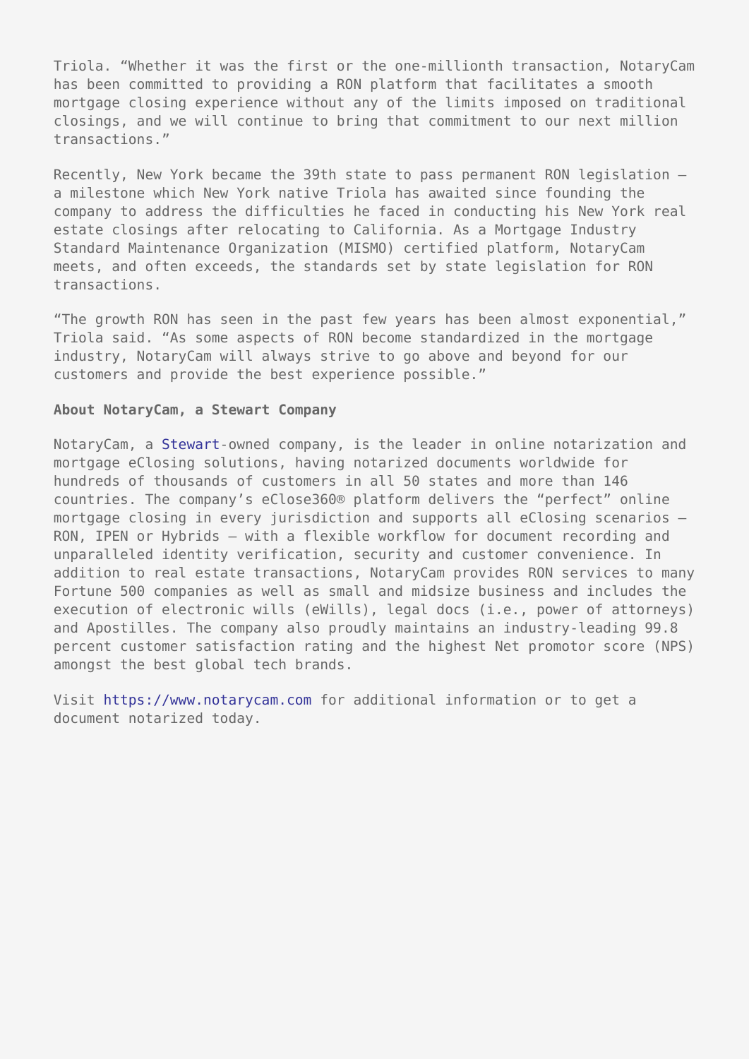Triola. “Whether it was the first or the one-millionth transaction, NotaryCam has been committed to providing a RON platform that facilitates a smooth mortgage closing experience without any of the limits imposed on traditional closings, and we will continue to bring that commitment to our next million transactions.”

Recently, New York became the 39th state to pass permanent RON legislation – a milestone which New York native Triola has awaited since founding the company to address the difficulties he faced in conducting his New York real estate closings after relocating to California. As a Mortgage Industry Standard Maintenance Organization (MISMO) certified platform, NotaryCam meets, and often exceeds, the standards set by state legislation for RON transactions.

“The growth RON has seen in the past few years has been almost exponential,” Triola said. “As some aspects of RON become standardized in the mortgage industry, NotaryCam will always strive to go above and beyond for our customers and provide the best experience possible.”

**About NotaryCam, a Stewart Company**

NotaryCam, a Stewart-owned company, is the leader in online notarization and mortgage eClosing solutions, having notarized documents worldwide for hundreds of thousands of customers in all 50 states and more than 146 countries. The company’s eClose360® platform delivers the “perfect” online mortgage closing in every jurisdiction and supports all eClosing scenarios – RON, IPEN or Hybrids – with a flexible workflow for document recording and unparalleled identity verification, security and customer convenience. In addition to real estate transactions, NotaryCam provides RON services to many Fortune 500 companies as well as small and midsize business and includes the execution of electronic wills (eWills), legal docs (i.e., power of attorneys) and Apostilles. The company also proudly maintains an industry-leading 99.8 percent customer satisfaction rating and the highest Net promotor score (NPS) amongst the best global tech brands.

Visit https://www.notarycam.com for additional information or to get a document notarized today.